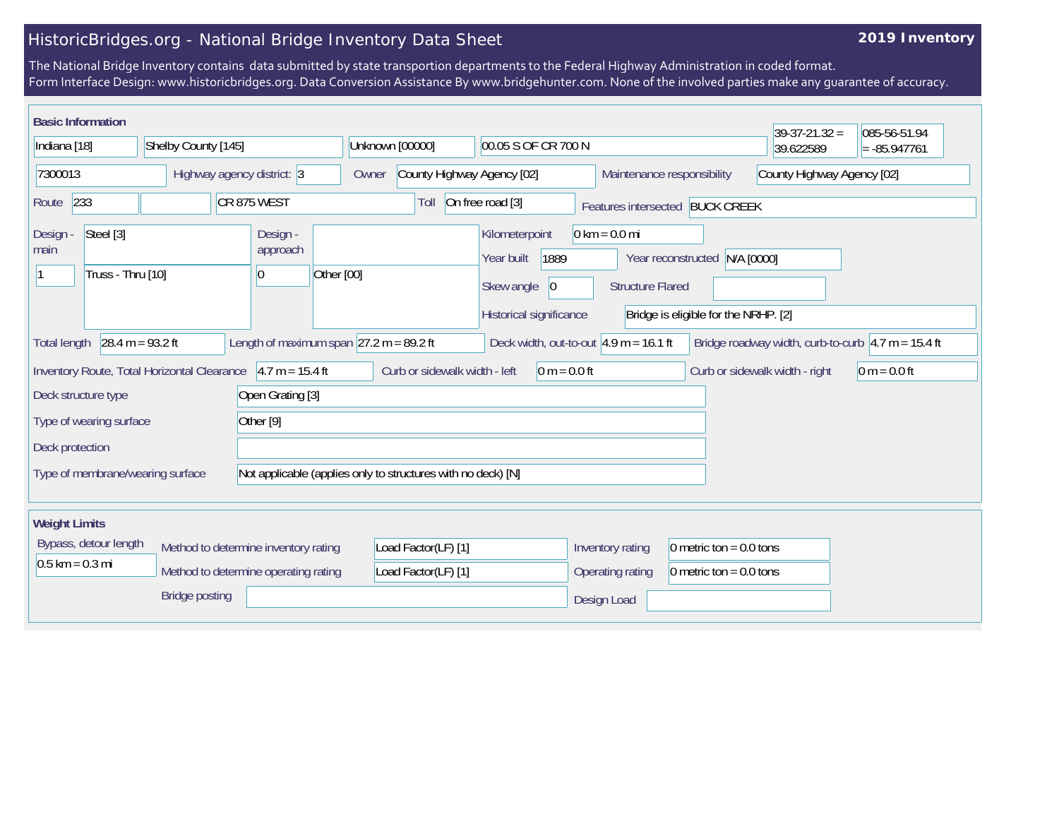# HistoricBridges.org - National Bridge Inventory Data Sheet

**2019 Inventory**

The National Bridge Inventory contains data submitted by state transportion departments to the Federal Highway Administration in coded format.
Form Interface Design: www.historicbridges.org. Data Conversion Assistance By www.bridgehunter.com. None of the involved parties make any guarantee of accuracy.

## Basic Information

| | |
|---|---|
| State | Indiana [18] |
| County | Shelby County [145] |
| Place | Unknown [00000] |
| Location | 00.05 S OF CR 700 N |
| Latitude | 39-37-21.32 = 39.622589 |
| Longitude | 085-56-51.94 = -85.947761 |
| Structure Number | 7300013 |
| Highway agency district | 3 |
| Owner | County Highway Agency [02] |
| Maintenance responsibility | County Highway Agency [02] |
| Route | 233 |
| Facility carried | CR 875 WEST |
| Toll | On free road [3] |
| Features intersected | BUCK CREEK |
| Design - main | Steel [3] |
| Number of main spans | 1 |
| Main span design | Truss - Thru [10] |
| Design - approach | |
| Number of approach spans | 0 |
| Approach span design | Other [00] |
| Kilometerpoint | 0 km = 0.0 mi |
| Year built | 1889 |
| Year reconstructed | N/A [0000] |
| Skew angle | 0 |
| Structure Flared | |
| Historical significance | Bridge is eligible for the NRHP. [2] |
| Total length | 28.4 m = 93.2 ft |
| Length of maximum span | 27.2 m = 89.2 ft |
| Deck width, out-to-out | 4.9 m = 16.1 ft |
| Bridge roadway width, curb-to-curb | 4.7 m = 15.4 ft |
| Inventory Route, Total Horizontal Clearance | 4.7 m = 15.4 ft |
| Curb or sidewalk width - left | 0 m = 0.0 ft |
| Curb or sidewalk width - right | 0 m = 0.0 ft |
| Deck structure type | Open Grating [3] |
| Type of wearing surface | Other [9] |
| Deck protection | |
| Type of membrane/wearing surface | Not applicable (applies only to structures with no deck) [N] |

## Weight Limits

| | |
|---|---|
| Bypass, detour length | 0.5 km = 0.3 mi |
| Method to determine inventory rating | Load Factor(LF) [1] |
| Method to determine operating rating | Load Factor(LF) [1] |
| Inventory rating | 0 metric ton = 0.0 tons |
| Operating rating | 0 metric ton = 0.0 tons |
| Bridge posting | |
| Design Load | |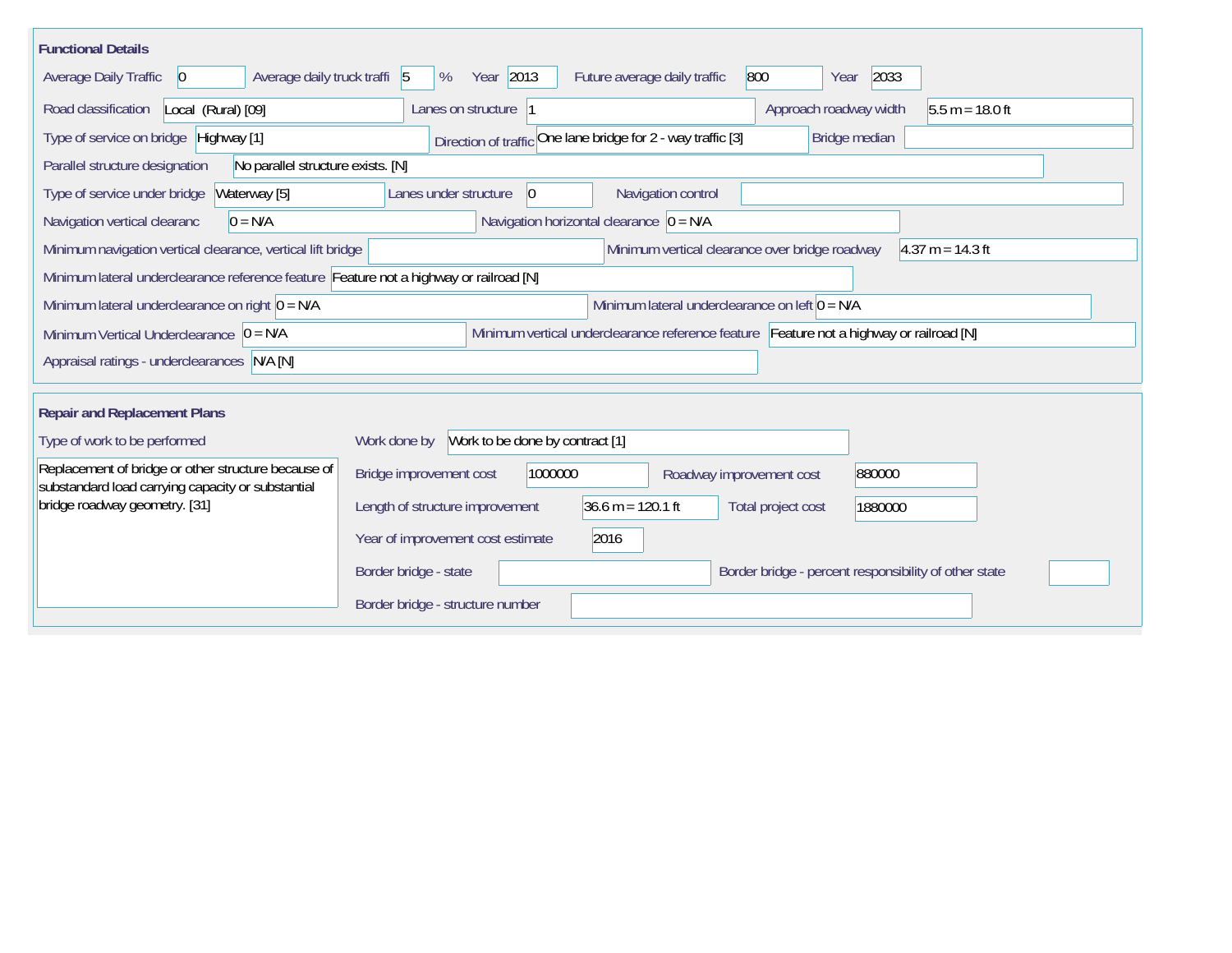## Functional Details

| | | | | | | | |
|---|---|---|---|---|---|---|---|
| Average Daily Traffic | 0 | Average daily truck traffi | 5 % | Year | 2013 | Future average daily traffic | 800 | 

Year: 2033

| | |
|---|---|
| Road classification | Local (Rural) [09] |
| Lanes on structure | 1 |
| Approach roadway width | 5.5 m = 18.0 ft |
| Type of service on bridge | Highway [1] |
| Direction of traffic | One lane bridge for 2 - way traffic [3] |
| Bridge median | |
| Parallel structure designation | No parallel structure exists. [N] |
| Type of service under bridge | Waterway [5] |
| Lanes under structure | 0 |
| Navigation control | |
| Navigation vertical clearanc | 0 = N/A |
| Navigation horizontal clearance | 0 = N/A |
| Minimum navigation vertical clearance, vertical lift bridge | |
| Minimum vertical clearance over bridge roadway | 4.37 m = 14.3 ft |
| Minimum lateral underclearance reference feature | Feature not a highway or railroad [N] |
| Minimum lateral underclearance on right | 0 = N/A |
| Minimum lateral underclearance on left | 0 = N/A |
| Minimum Vertical Underclearance | 0 = N/A |
| Minimum vertical underclearance reference feature | Feature not a highway or railroad [N] |
| Appraisal ratings - underclearances | N/A [N] |

## Repair and Replacement Plans

| | |
|---|---|
| Type of work to be performed | Replacement of bridge or other structure because of substandard load carrying capacity or substantial bridge roadway geometry. [31] |
| Work done by | Work to be done by contract [1] |
| Bridge improvement cost | 1000000 |
| Roadway improvement cost | 880000 |
| Length of structure improvement | 36.6 m = 120.1 ft |
| Total project cost | 1880000 |
| Year of improvement cost estimate | 2016 |
| Border bridge - state | |
| Border bridge - percent responsibility of other state | |
| Border bridge - structure number | |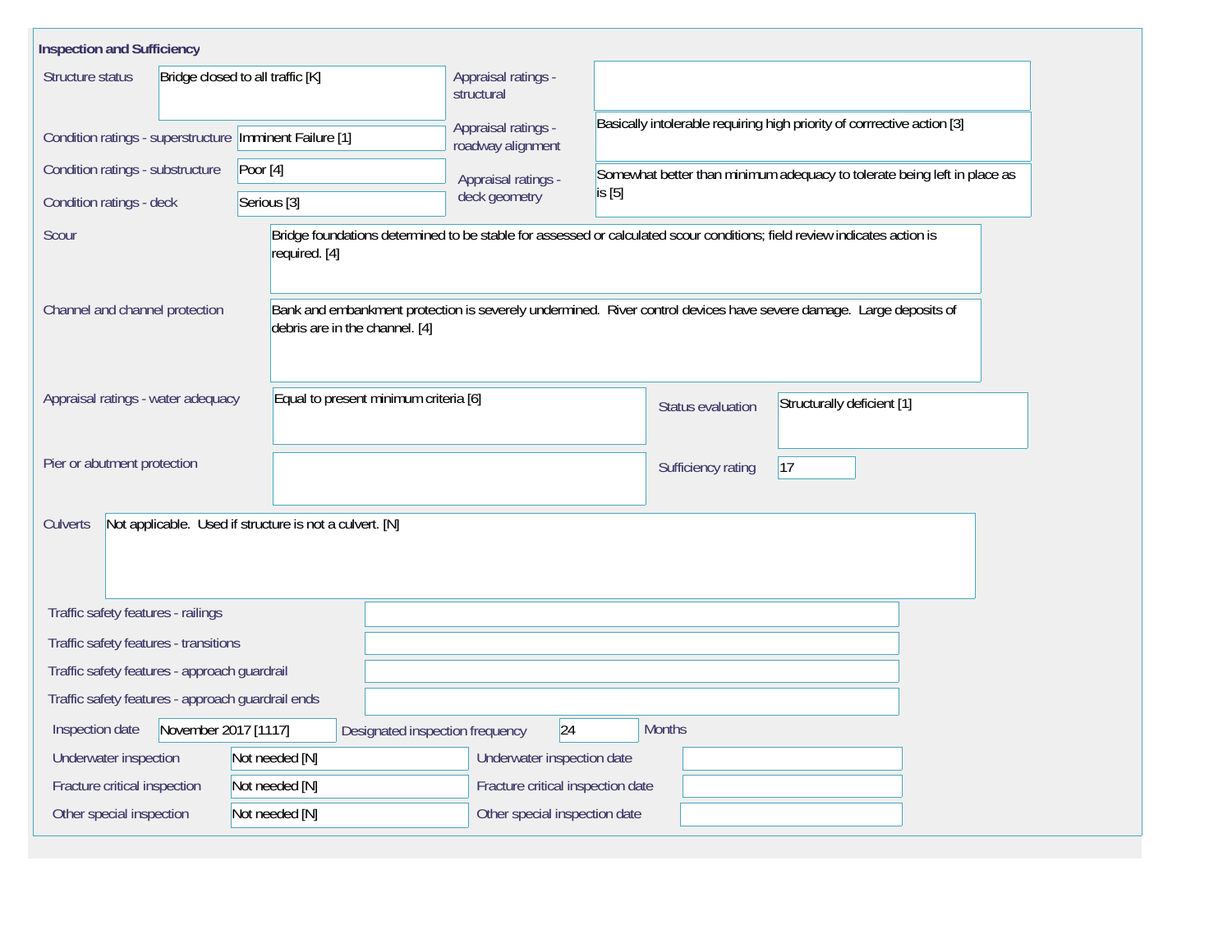## Inspection and Sufficiency

| Field | Value |
|---|---|
| Structure status | Bridge closed to all traffic [K] |
| Appraisal ratings - structural | |
| Condition ratings - superstructure | Imminent Failure [1] |
| Appraisal ratings - roadway alignment | Basically intolerable requiring high priority of corrrective action [3] |
| Condition ratings - substructure | Poor [4] |
| Condition ratings - deck | Serious [3] |
| Appraisal ratings - deck geometry | Somewhat better than minimum adequacy to tolerate being left in place as is [5] |
| Scour | Bridge foundations determined to be stable for assessed or calculated scour conditions; field review indicates action is required. [4] |
| Channel and channel protection | Bank and embankment protection is severely undermined. River control devices have severe damage. Large deposits of debris are in the channel. [4] |
| Appraisal ratings - water adequacy | Equal to present minimum criteria [6] |
| Status evaluation | Structurally deficient [1] |
| Pier or abutment protection | |
| Sufficiency rating | 17 |
| Culverts | Not applicable. Used if structure is not a culvert. [N] |
| Traffic safety features - railings | |
| Traffic safety features - transitions | |
| Traffic safety features - approach guardrail | |
| Traffic safety features - approach guardrail ends | |
| Inspection date | November 2017 [1117] |
| Designated inspection frequency | 24 Months |
| Underwater inspection | Not needed [N] |
| Underwater inspection date | |
| Fracture critical inspection | Not needed [N] |
| Fracture critical inspection date | |
| Other special inspection | Not needed [N] |
| Other special inspection date | |